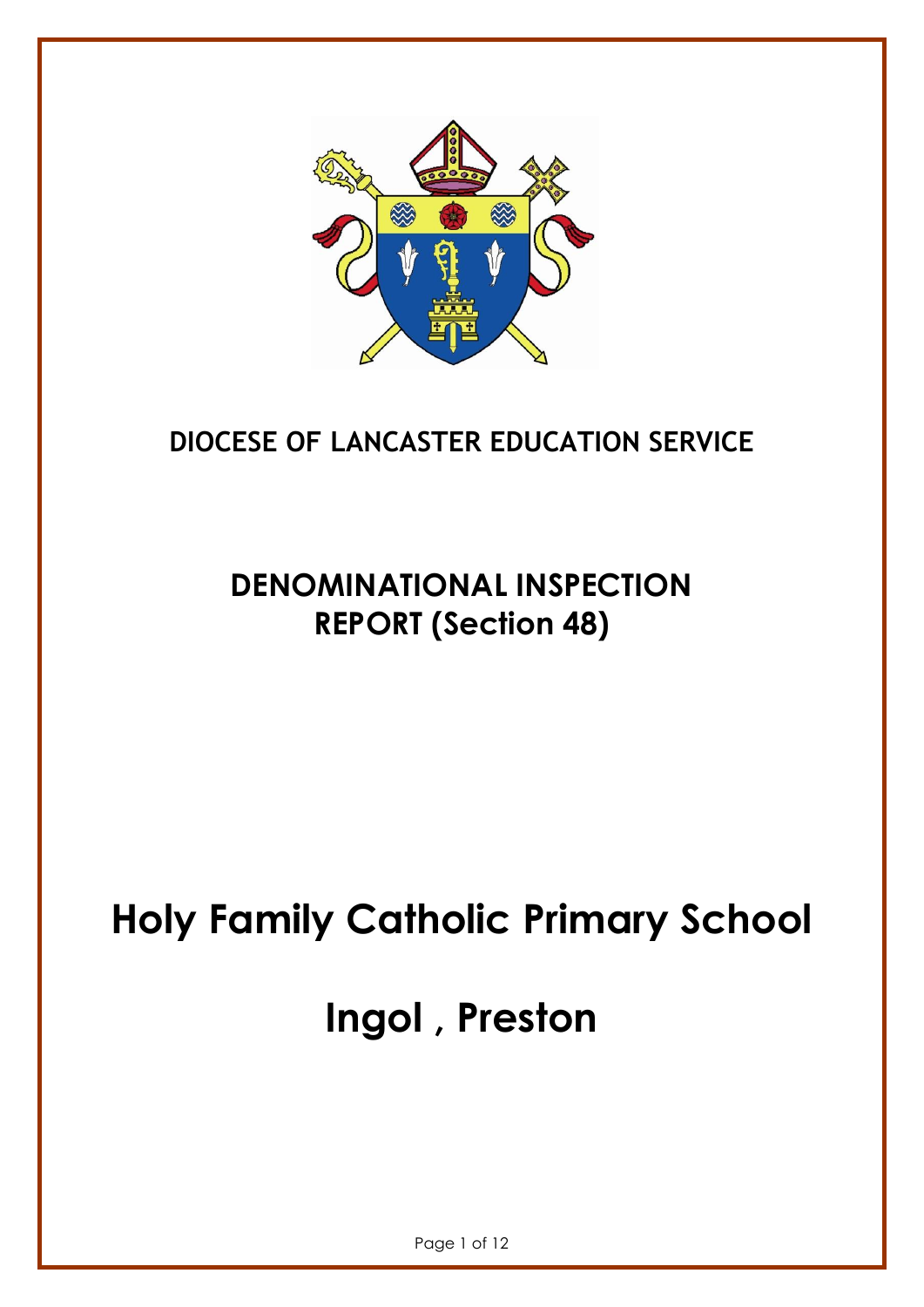# DIOCESE OF LANCASTER EDUCATION SERVICE

## DENOMINATIONAL INSPECTION REPORT (Section 48)

# Holy Family Catholic Primary School

# Ingol , Preston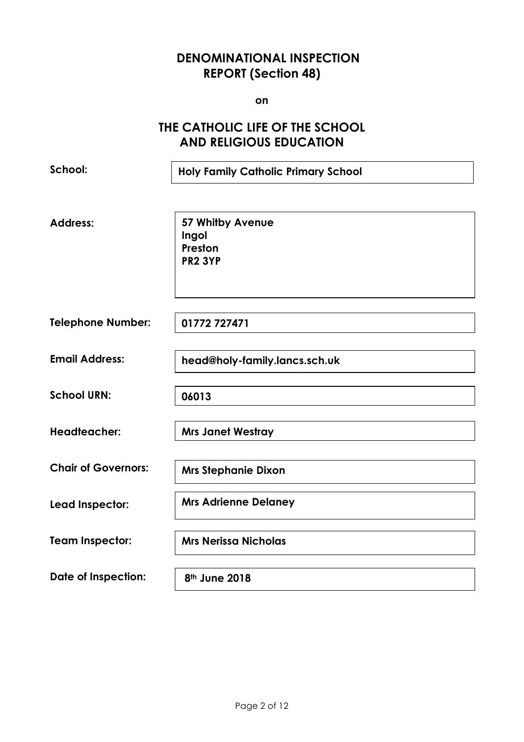# DENOMINATIONAL INSPECTION REPORT (Section 48)

**on**

# THE CATHOLIC LIFE OF THE SCHOOL AND RELIGIOUS EDUCATION

| | |
|---|---|
| **School:** | **Holy Family Catholic Primary School** |
| **Address:** | **57 Whitby Avenue**<br>**Ingol**<br>**Preston**<br>**PR2 3YP** |
| **Telephone Number:** | **01772 727471** |
| **Email Address:** | **head@holy-family.lancs.sch.uk** |
| **School URN:** | **06013** |
| **Headteacher:** | **Mrs Janet Westray** |
| **Chair of Governors:** | **Mrs Stephanie Dixon** |
| **Lead Inspector:** | **Mrs Adrienne Delaney** |
| **Team Inspector:** | **Mrs Nerissa Nicholas** |
| **Date of Inspection:** | **8th June 2018** |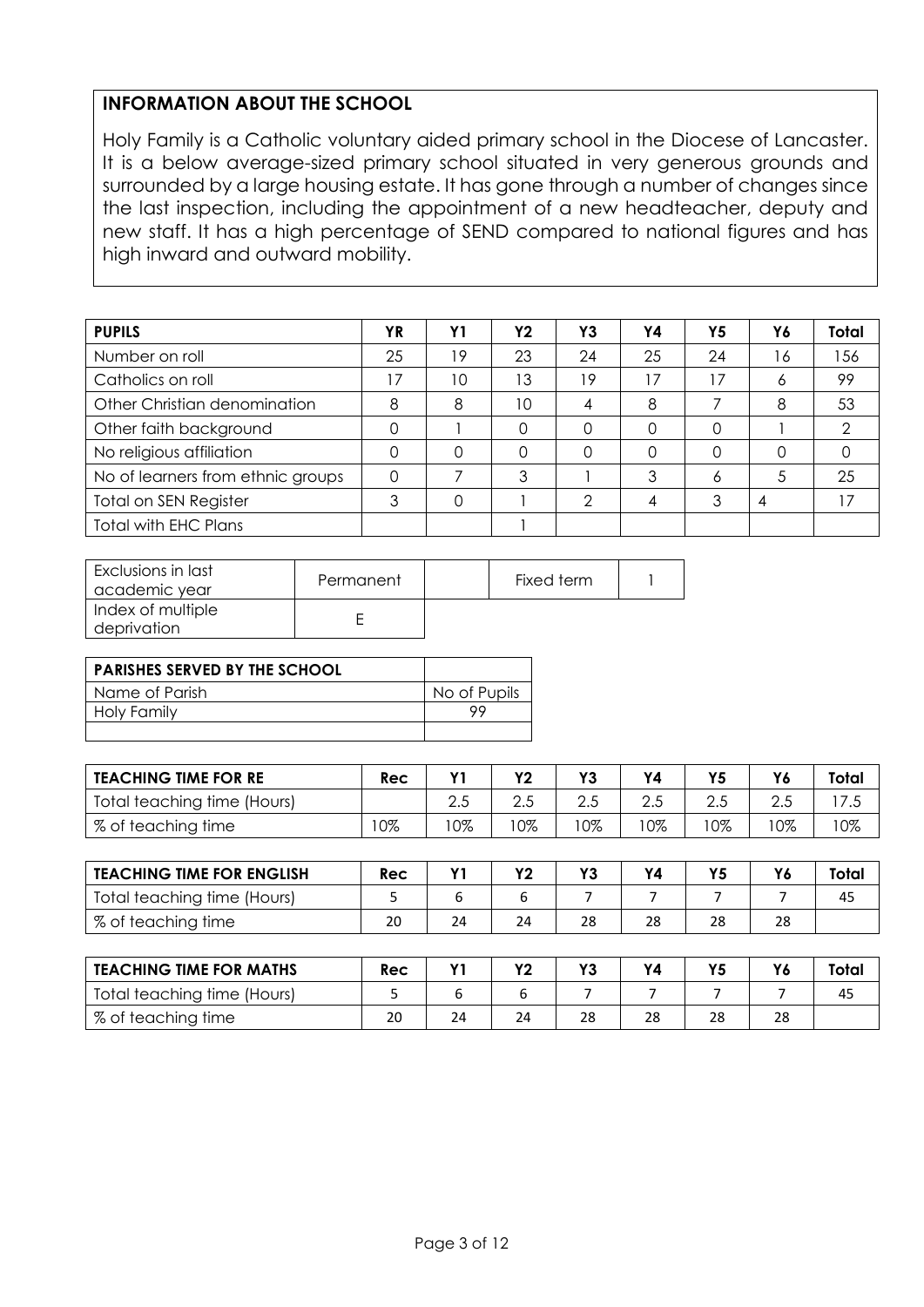## INFORMATION ABOUT THE SCHOOL

Holy Family is a Catholic voluntary aided primary school in the Diocese of Lancaster. It is a below average-sized primary school situated in very generous grounds and surrounded by a large housing estate. It has gone through a number of changes since the last inspection, including the appointment of a new headteacher, deputy and new staff. It has a high percentage of SEND compared to national figures and has high inward and outward mobility.

| PUPILS | YR | Y1 | Y2 | Y3 | Y4 | Y5 | Y6 | Total |
|---|---|---|---|---|---|---|---|---|
| Number on roll | 25 | 19 | 23 | 24 | 25 | 24 | 16 | 156 |
| Catholics on roll | 17 | 10 | 13 | 19 | 17 | 17 | 6 | 99 |
| Other Christian denomination | 8 | 8 | 10 | 4 | 8 | 7 | 8 | 53 |
| Other faith background | 0 | 1 | 0 | 0 | 0 | 0 | 1 | 2 |
| No religious affiliation | 0 | 0 | 0 | 0 | 0 | 0 | 0 | 0 |
| No of learners from ethnic groups | 0 | 7 | 3 | 1 | 3 | 6 | 5 | 25 |
| Total on SEN Register | 3 | 0 | 1 | 2 | 4 | 3 | 4 | 17 |
| Total with EHC Plans | | | 1 | | | | | |

| Exclusions in last academic year | Permanent | | Fixed term | 1 |
|---|---|---|---|---|
| Index of multiple deprivation | E | | | |

| PARISHES SERVED BY THE SCHOOL | |
|---|---|
| Name of Parish | No of Pupils |
| Holy Family | 99 |
| | |

| TEACHING TIME FOR RE | Rec | Y1 | Y2 | Y3 | Y4 | Y5 | Y6 | Total |
|---|---|---|---|---|---|---|---|---|
| Total teaching time (Hours) | | 2.5 | 2.5 | 2.5 | 2.5 | 2.5 | 2.5 | 17.5 |
| % of teaching time | 10% | 10% | 10% | 10% | 10% | 10% | 10% | 10% |

| TEACHING TIME FOR ENGLISH | Rec | Y1 | Y2 | Y3 | Y4 | Y5 | Y6 | Total |
|---|---|---|---|---|---|---|---|---|
| Total teaching time (Hours) | 5 | 6 | 6 | 7 | 7 | 7 | 7 | 45 |
| % of teaching time | 20 | 24 | 24 | 28 | 28 | 28 | 28 | |

| TEACHING TIME FOR MATHS | Rec | Y1 | Y2 | Y3 | Y4 | Y5 | Y6 | Total |
|---|---|---|---|---|---|---|---|---|
| Total teaching time (Hours) | 5 | 6 | 6 | 7 | 7 | 7 | 7 | 45 |
| % of teaching time | 20 | 24 | 24 | 28 | 28 | 28 | 28 | |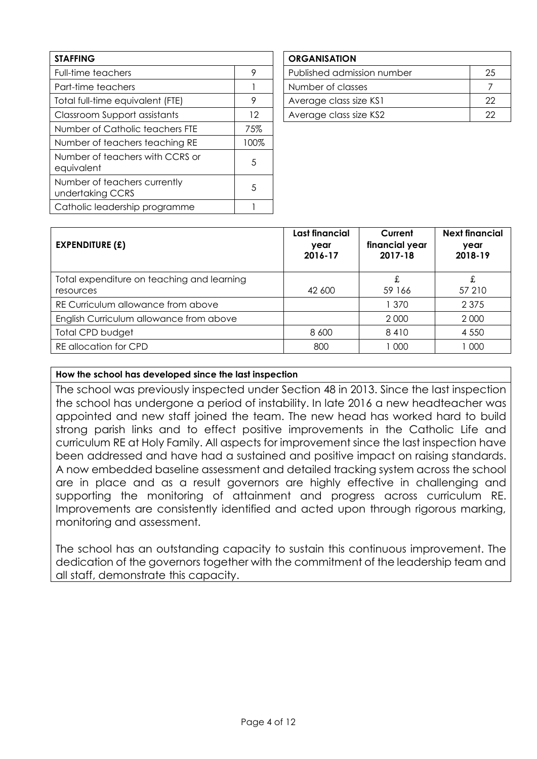| STAFFING | |
|---|---|
| Full-time teachers | 9 |
| Part-time teachers | 1 |
| Total full-time equivalent (FTE) | 9 |
| Classroom Support assistants | 12 |
| Number of Catholic teachers FTE | 75% |
| Number of teachers teaching RE | 100% |
| Number of teachers with CCRS or equivalent | 5 |
| Number of teachers currently undertaking CCRS | 5 |
| Catholic leadership programme | 1 |

| ORGANISATION | |
|---|---|
| Published admission number | 25 |
| Number of classes | 7 |
| Average class size KS1 | 22 |
| Average class size KS2 | 22 |

| EXPENDITURE (£) | Last financial year 2016-17 | Current financial year 2017-18 | Next financial year 2018-19 |
|---|---|---|---|
| Total expenditure on teaching and learning resources | 42 600 | £ 59 166 | £ 57 210 |
| RE Curriculum allowance from above | | 1 370 | 2 375 |
| English Curriculum allowance from above | | 2 000 | 2 000 |
| Total CPD budget | 8 600 | 8 410 | 4 550 |
| RE allocation for CPD | 800 | 1 000 | 1 000 |

**How the school has developed since the last inspection**

The school was previously inspected under Section 48 in 2013. Since the last inspection the school has undergone a period of instability. In late 2016 a new headteacher was appointed and new staff joined the team. The new head has worked hard to build strong parish links and to effect positive improvements in the Catholic Life and curriculum RE at Holy Family. All aspects for improvement since the last inspection have been addressed and have had a sustained and positive impact on raising standards. A now embedded baseline assessment and detailed tracking system across the school are in place and as a result governors are highly effective in challenging and supporting the monitoring of attainment and progress across curriculum RE. Improvements are consistently identified and acted upon through rigorous marking, monitoring and assessment.

The school has an outstanding capacity to sustain this continuous improvement. The dedication of the governors together with the commitment of the leadership team and all staff, demonstrate this capacity.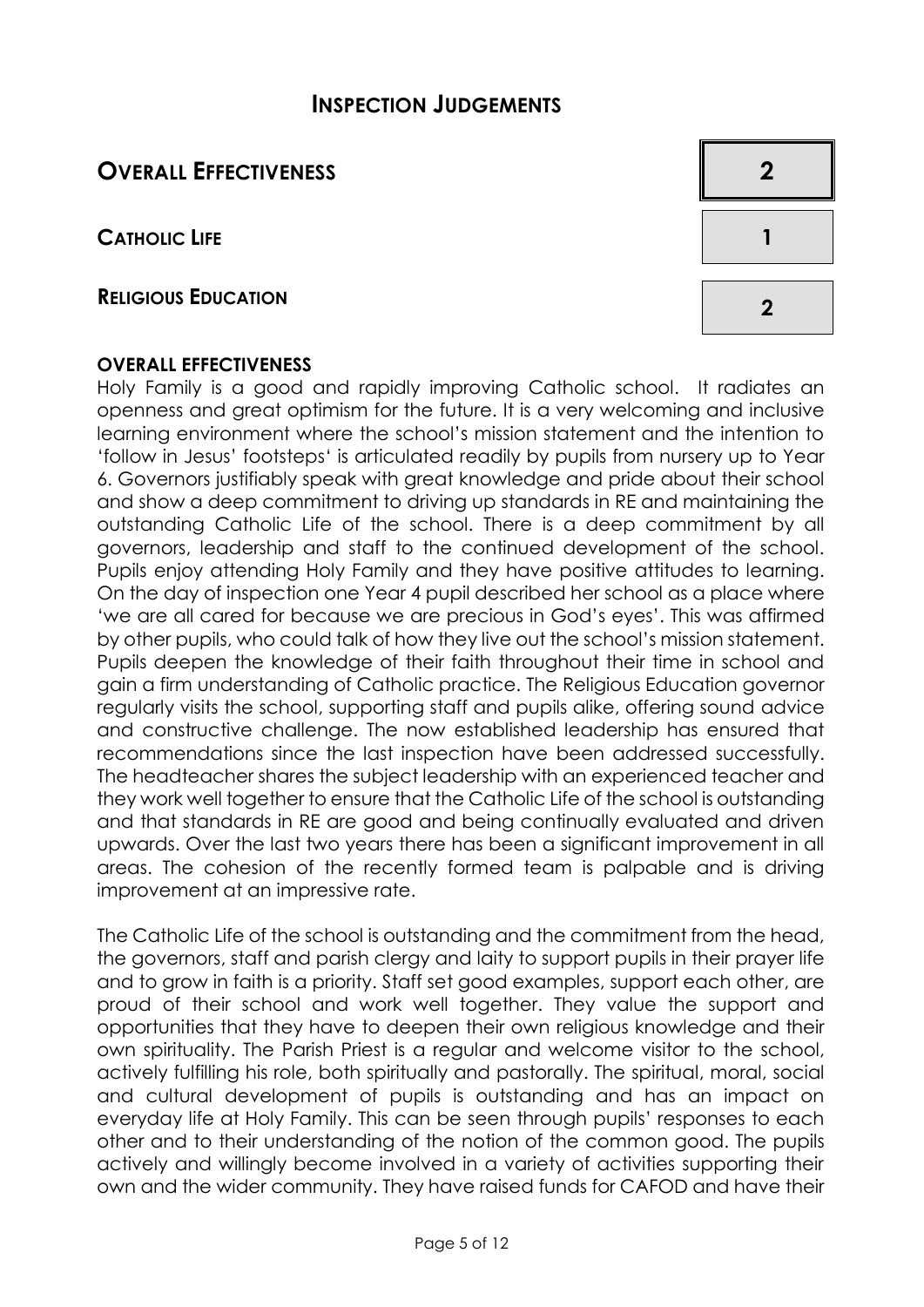# INSPECTION JUDGEMENTS

| | |
|---|---|
| **OVERALL EFFECTIVENESS** | **2** |
| **CATHOLIC LIFE** | **1** |
| **RELIGIOUS EDUCATION** | **2** |

### OVERALL EFFECTIVENESS

Holy Family is a good and rapidly improving Catholic school. It radiates an openness and great optimism for the future. It is a very welcoming and inclusive learning environment where the school's mission statement and the intention to 'follow in Jesus' footsteps' is articulated readily by pupils from nursery up to Year 6. Governors justifiably speak with great knowledge and pride about their school and show a deep commitment to driving up standards in RE and maintaining the outstanding Catholic Life of the school. There is a deep commitment by all governors, leadership and staff to the continued development of the school. Pupils enjoy attending Holy Family and they have positive attitudes to learning. On the day of inspection one Year 4 pupil described her school as a place where 'we are all cared for because we are precious in God's eyes'. This was affirmed by other pupils, who could talk of how they live out the school's mission statement. Pupils deepen the knowledge of their faith throughout their time in school and gain a firm understanding of Catholic practice. The Religious Education governor regularly visits the school, supporting staff and pupils alike, offering sound advice and constructive challenge. The now established leadership has ensured that recommendations since the last inspection have been addressed successfully. The headteacher shares the subject leadership with an experienced teacher and they work well together to ensure that the Catholic Life of the school is outstanding and that standards in RE are good and being continually evaluated and driven upwards. Over the last two years there has been a significant improvement in all areas. The cohesion of the recently formed team is palpable and is driving improvement at an impressive rate.

The Catholic Life of the school is outstanding and the commitment from the head, the governors, staff and parish clergy and laity to support pupils in their prayer life and to grow in faith is a priority. Staff set good examples, support each other, are proud of their school and work well together. They value the support and opportunities that they have to deepen their own religious knowledge and their own spirituality. The Parish Priest is a regular and welcome visitor to the school, actively fulfilling his role, both spiritually and pastorally. The spiritual, moral, social and cultural development of pupils is outstanding and has an impact on everyday life at Holy Family. This can be seen through pupils' responses to each other and to their understanding of the notion of the common good. The pupils actively and willingly become involved in a variety of activities supporting their own and the wider community. They have raised funds for CAFOD and have their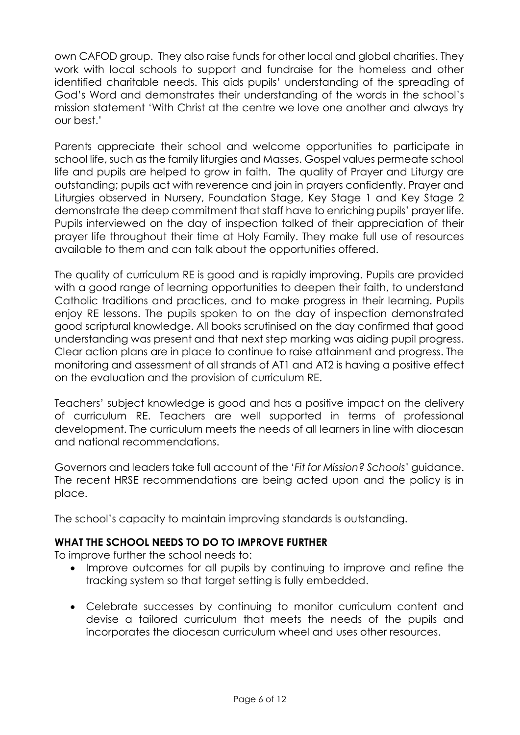own CAFOD group. They also raise funds for other local and global charities. They work with local schools to support and fundraise for the homeless and other identified charitable needs. This aids pupils' understanding of the spreading of God's Word and demonstrates their understanding of the words in the school's mission statement 'With Christ at the centre we love one another and always try our best.'

Parents appreciate their school and welcome opportunities to participate in school life, such as the family liturgies and Masses. Gospel values permeate school life and pupils are helped to grow in faith. The quality of Prayer and Liturgy are outstanding; pupils act with reverence and join in prayers confidently. Prayer and Liturgies observed in Nursery, Foundation Stage, Key Stage 1 and Key Stage 2 demonstrate the deep commitment that staff have to enriching pupils' prayer life. Pupils interviewed on the day of inspection talked of their appreciation of their prayer life throughout their time at Holy Family. They make full use of resources available to them and can talk about the opportunities offered.

The quality of curriculum RE is good and is rapidly improving. Pupils are provided with a good range of learning opportunities to deepen their faith, to understand Catholic traditions and practices, and to make progress in their learning. Pupils enjoy RE lessons. The pupils spoken to on the day of inspection demonstrated good scriptural knowledge. All books scrutinised on the day confirmed that good understanding was present and that next step marking was aiding pupil progress. Clear action plans are in place to continue to raise attainment and progress. The monitoring and assessment of all strands of AT1 and AT2 is having a positive effect on the evaluation and the provision of curriculum RE.

Teachers' subject knowledge is good and has a positive impact on the delivery of curriculum RE. Teachers are well supported in terms of professional development. The curriculum meets the needs of all learners in line with diocesan and national recommendations.

Governors and leaders take full account of the '*Fit for Mission? Schools*' guidance. The recent HRSE recommendations are being acted upon and the policy is in place.

The school's capacity to maintain improving standards is outstanding.

## WHAT THE SCHOOL NEEDS TO DO TO IMPROVE FURTHER

To improve further the school needs to:

- Improve outcomes for all pupils by continuing to improve and refine the tracking system so that target setting is fully embedded.
- Celebrate successes by continuing to monitor curriculum content and devise a tailored curriculum that meets the needs of the pupils and incorporates the diocesan curriculum wheel and uses other resources.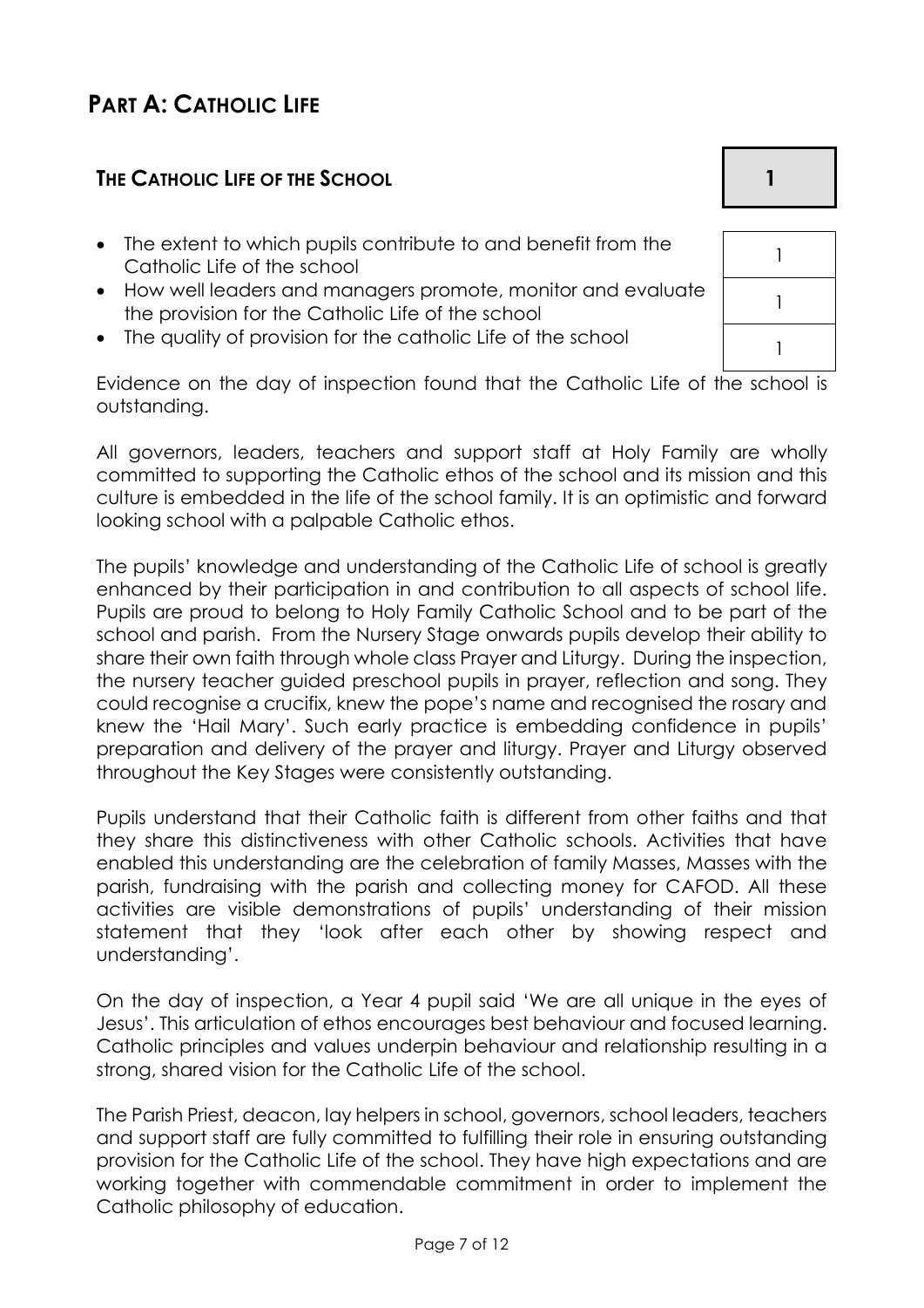# PART A: CATHOLIC LIFE

## THE CATHOLIC LIFE OF THE SCHOOL

**1**

| | |
|---|---|
| The extent to which pupils contribute to and benefit from the Catholic Life of the school | 1 |
| How well leaders and managers promote, monitor and evaluate the provision for the Catholic Life of the school | 1 |
| The quality of provision for the catholic Life of the school | 1 |

Evidence on the day of inspection found that the Catholic Life of the school is outstanding.

All governors, leaders, teachers and support staff at Holy Family are wholly committed to supporting the Catholic ethos of the school and its mission and this culture is embedded in the life of the school family. It is an optimistic and forward looking school with a palpable Catholic ethos.

The pupils' knowledge and understanding of the Catholic Life of school is greatly enhanced by their participation in and contribution to all aspects of school life. Pupils are proud to belong to Holy Family Catholic School and to be part of the school and parish. From the Nursery Stage onwards pupils develop their ability to share their own faith through whole class Prayer and Liturgy. During the inspection, the nursery teacher guided preschool pupils in prayer, reflection and song. They could recognise a crucifix, knew the pope's name and recognised the rosary and knew the 'Hail Mary'. Such early practice is embedding confidence in pupils' preparation and delivery of the prayer and liturgy. Prayer and Liturgy observed throughout the Key Stages were consistently outstanding.

Pupils understand that their Catholic faith is different from other faiths and that they share this distinctiveness with other Catholic schools. Activities that have enabled this understanding are the celebration of family Masses, Masses with the parish, fundraising with the parish and collecting money for CAFOD. All these activities are visible demonstrations of pupils' understanding of their mission statement that they 'look after each other by showing respect and understanding'.

On the day of inspection, a Year 4 pupil said 'We are all unique in the eyes of Jesus'. This articulation of ethos encourages best behaviour and focused learning. Catholic principles and values underpin behaviour and relationship resulting in a strong, shared vision for the Catholic Life of the school.

The Parish Priest, deacon, lay helpers in school, governors, school leaders, teachers and support staff are fully committed to fulfilling their role in ensuring outstanding provision for the Catholic Life of the school. They have high expectations and are working together with commendable commitment in order to implement the Catholic philosophy of education.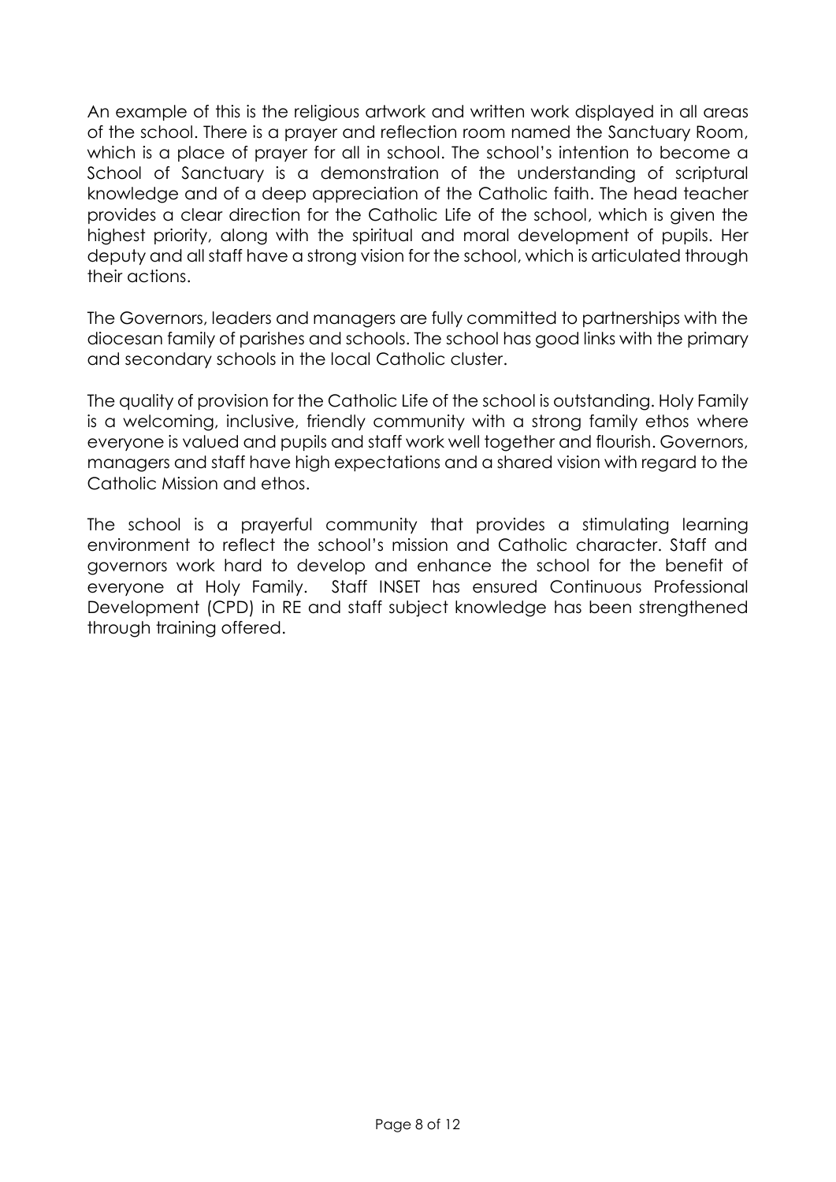An example of this is the religious artwork and written work displayed in all areas of the school. There is a prayer and reflection room named the Sanctuary Room, which is a place of prayer for all in school. The school's intention to become a School of Sanctuary is a demonstration of the understanding of scriptural knowledge and of a deep appreciation of the Catholic faith. The head teacher provides a clear direction for the Catholic Life of the school, which is given the highest priority, along with the spiritual and moral development of pupils. Her deputy and all staff have a strong vision for the school, which is articulated through their actions.

The Governors, leaders and managers are fully committed to partnerships with the diocesan family of parishes and schools. The school has good links with the primary and secondary schools in the local Catholic cluster.

The quality of provision for the Catholic Life of the school is outstanding. Holy Family is a welcoming, inclusive, friendly community with a strong family ethos where everyone is valued and pupils and staff work well together and flourish. Governors, managers and staff have high expectations and a shared vision with regard to the Catholic Mission and ethos.

The school is a prayerful community that provides a stimulating learning environment to reflect the school's mission and Catholic character. Staff and governors work hard to develop and enhance the school for the benefit of everyone at Holy Family. Staff INSET has ensured Continuous Professional Development (CPD) in RE and staff subject knowledge has been strengthened through training offered.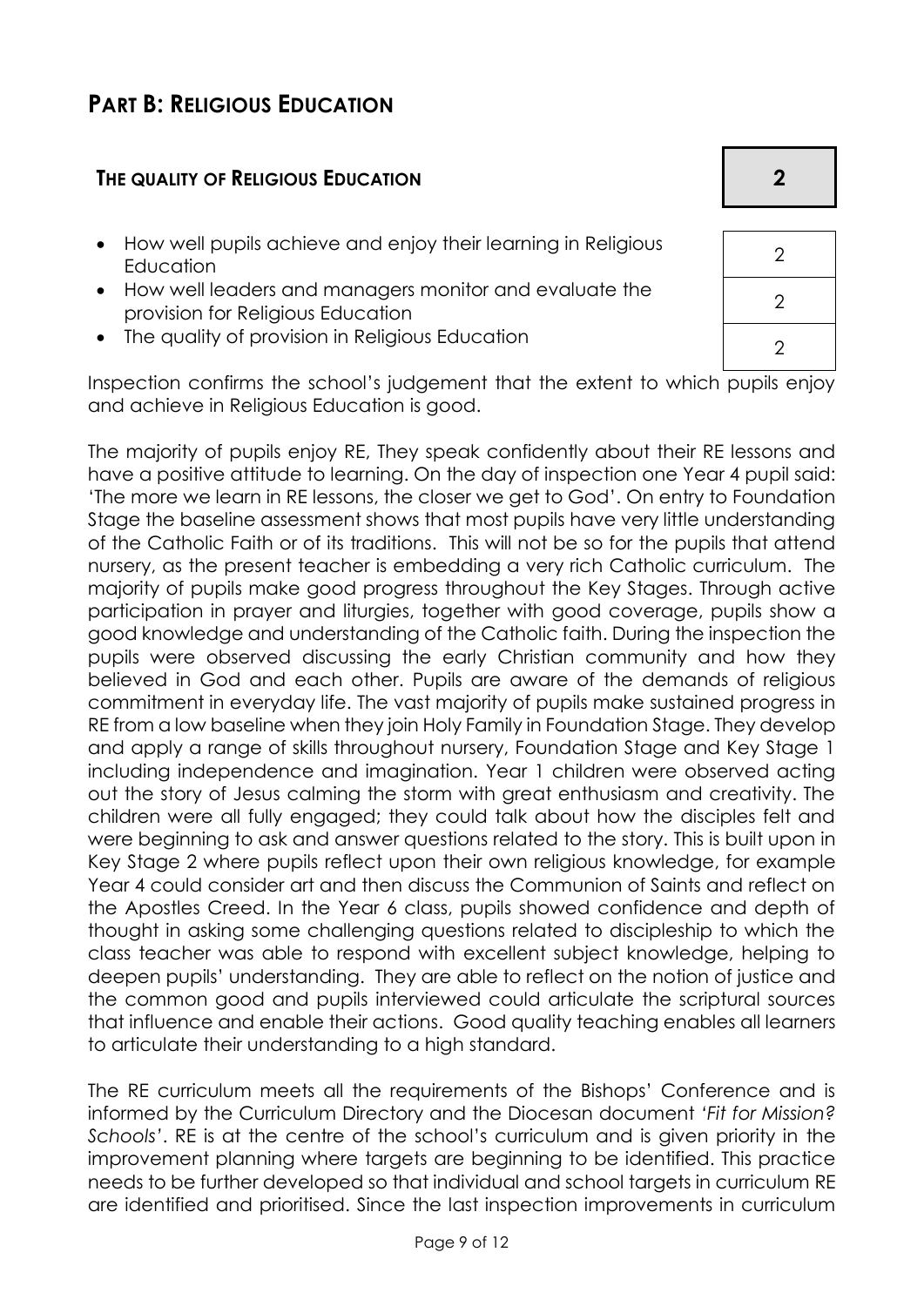## PART B: RELIGIOUS EDUCATION

### THE QUALITY OF RELIGIOUS EDUCATION

**2**

| | |
|---|---|
| How well pupils achieve and enjoy their learning in Religious Education | 2 |
| How well leaders and managers monitor and evaluate the provision for Religious Education | 2 |
| The quality of provision in Religious Education | 2 |

Inspection confirms the school's judgement that the extent to which pupils enjoy and achieve in Religious Education is good.

The majority of pupils enjoy RE, They speak confidently about their RE lessons and have a positive attitude to learning. On the day of inspection one Year 4 pupil said: 'The more we learn in RE lessons, the closer we get to God'. On entry to Foundation Stage the baseline assessment shows that most pupils have very little understanding of the Catholic Faith or of its traditions. This will not be so for the pupils that attend nursery, as the present teacher is embedding a very rich Catholic curriculum. The majority of pupils make good progress throughout the Key Stages. Through active participation in prayer and liturgies, together with good coverage, pupils show a good knowledge and understanding of the Catholic faith. During the inspection the pupils were observed discussing the early Christian community and how they believed in God and each other. Pupils are aware of the demands of religious commitment in everyday life. The vast majority of pupils make sustained progress in RE from a low baseline when they join Holy Family in Foundation Stage. They develop and apply a range of skills throughout nursery, Foundation Stage and Key Stage 1 including independence and imagination. Year 1 children were observed acting out the story of Jesus calming the storm with great enthusiasm and creativity. The children were all fully engaged; they could talk about how the disciples felt and were beginning to ask and answer questions related to the story. This is built upon in Key Stage 2 where pupils reflect upon their own religious knowledge, for example Year 4 could consider art and then discuss the Communion of Saints and reflect on the Apostles Creed. In the Year 6 class, pupils showed confidence and depth of thought in asking some challenging questions related to discipleship to which the class teacher was able to respond with excellent subject knowledge, helping to deepen pupils' understanding. They are able to reflect on the notion of justice and the common good and pupils interviewed could articulate the scriptural sources that influence and enable their actions. Good quality teaching enables all learners to articulate their understanding to a high standard.

The RE curriculum meets all the requirements of the Bishops' Conference and is informed by the Curriculum Directory and the Diocesan document *'Fit for Mission? Schools'*. RE is at the centre of the school's curriculum and is given priority in the improvement planning where targets are beginning to be identified. This practice needs to be further developed so that individual and school targets in curriculum RE are identified and prioritised. Since the last inspection improvements in curriculum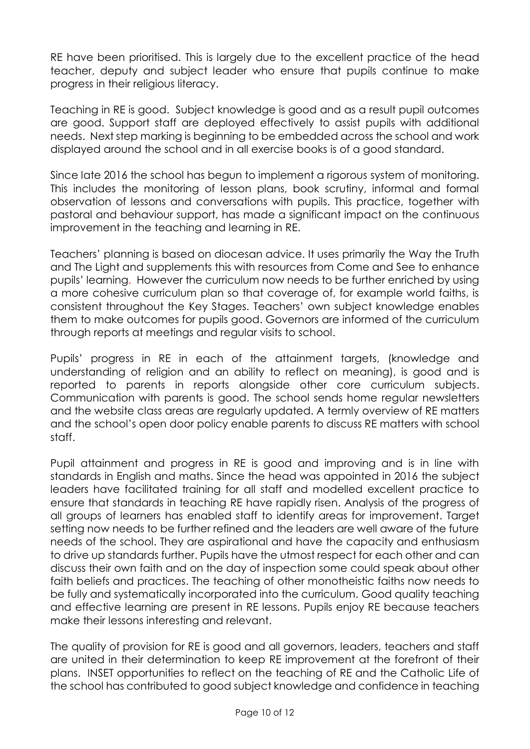RE have been prioritised. This is largely due to the excellent practice of the head teacher, deputy and subject leader who ensure that pupils continue to make progress in their religious literacy.

Teaching in RE is good. Subject knowledge is good and as a result pupil outcomes are good. Support staff are deployed effectively to assist pupils with additional needs. Next step marking is beginning to be embedded across the school and work displayed around the school and in all exercise books is of a good standard.

Since late 2016 the school has begun to implement a rigorous system of monitoring. This includes the monitoring of lesson plans, book scrutiny, informal and formal observation of lessons and conversations with pupils. This practice, together with pastoral and behaviour support, has made a significant impact on the continuous improvement in the teaching and learning in RE.

Teachers' planning is based on diocesan advice. It uses primarily the Way the Truth and The Light and supplements this with resources from Come and See to enhance pupils' learning. However the curriculum now needs to be further enriched by using a more cohesive curriculum plan so that coverage of, for example world faiths, is consistent throughout the Key Stages. Teachers' own subject knowledge enables them to make outcomes for pupils good. Governors are informed of the curriculum through reports at meetings and regular visits to school.

Pupils' progress in RE in each of the attainment targets, (knowledge and understanding of religion and an ability to reflect on meaning), is good and is reported to parents in reports alongside other core curriculum subjects. Communication with parents is good. The school sends home regular newsletters and the website class areas are regularly updated. A termly overview of RE matters and the school's open door policy enable parents to discuss RE matters with school staff.

Pupil attainment and progress in RE is good and improving and is in line with standards in English and maths. Since the head was appointed in 2016 the subject leaders have facilitated training for all staff and modelled excellent practice to ensure that standards in teaching RE have rapidly risen. Analysis of the progress of all groups of learners has enabled staff to identify areas for improvement. Target setting now needs to be further refined and the leaders are well aware of the future needs of the school. They are aspirational and have the capacity and enthusiasm to drive up standards further. Pupils have the utmost respect for each other and can discuss their own faith and on the day of inspection some could speak about other faith beliefs and practices. The teaching of other monotheistic faiths now needs to be fully and systematically incorporated into the curriculum. Good quality teaching and effective learning are present in RE lessons. Pupils enjoy RE because teachers make their lessons interesting and relevant.

The quality of provision for RE is good and all governors, leaders, teachers and staff are united in their determination to keep RE improvement at the forefront of their plans. INSET opportunities to reflect on the teaching of RE and the Catholic Life of the school has contributed to good subject knowledge and confidence in teaching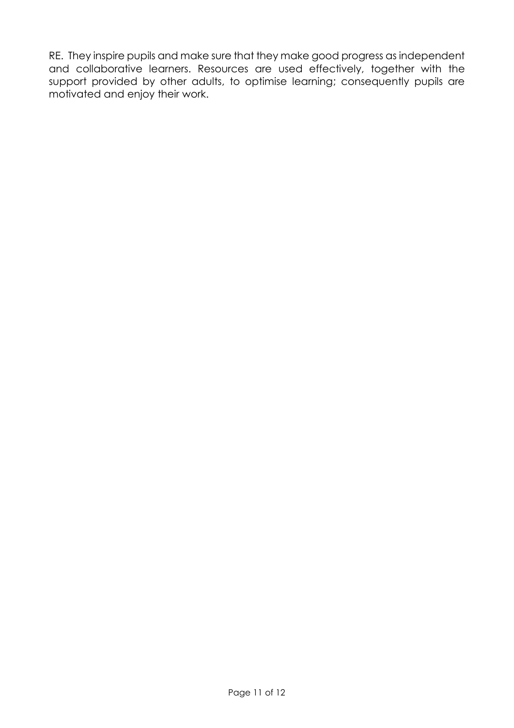RE. They inspire pupils and make sure that they make good progress as independent and collaborative learners. Resources are used effectively, together with the support provided by other adults, to optimise learning; consequently pupils are motivated and enjoy their work.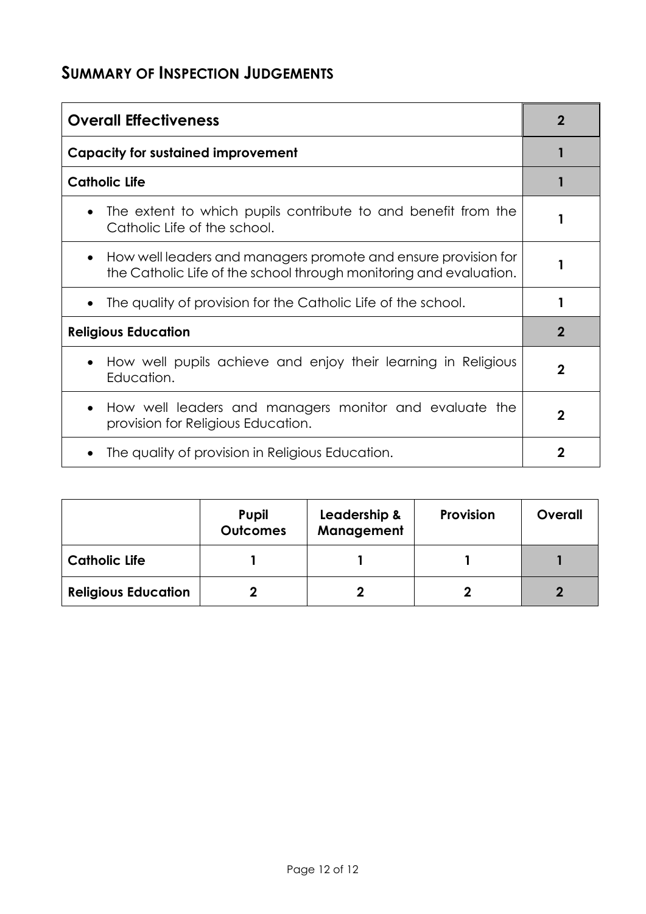## SUMMARY OF INSPECTION JUDGEMENTS

| | |
|---|---|
| **Overall Effectiveness** | **2** |
| **Capacity for sustained improvement** | **1** |
| **Catholic Life** | **1** |
| • The extent to which pupils contribute to and benefit from the Catholic Life of the school. | **1** |
| • How well leaders and managers promote and ensure provision for the Catholic Life of the school through monitoring and evaluation. | **1** |
| • The quality of provision for the Catholic Life of the school. | **1** |
| **Religious Education** | **2** |
| • How well pupils achieve and enjoy their learning in Religious Education. | **2** |
| • How well leaders and managers monitor and evaluate the provision for Religious Education. | **2** |
| • The quality of provision in Religious Education. | **2** |

| | Pupil Outcomes | Leadership & Management | Provision | Overall |
|---|---|---|---|---|
| **Catholic Life** | **1** | **1** | **1** | **1** |
| **Religious Education** | **2** | **2** | **2** | **2** |